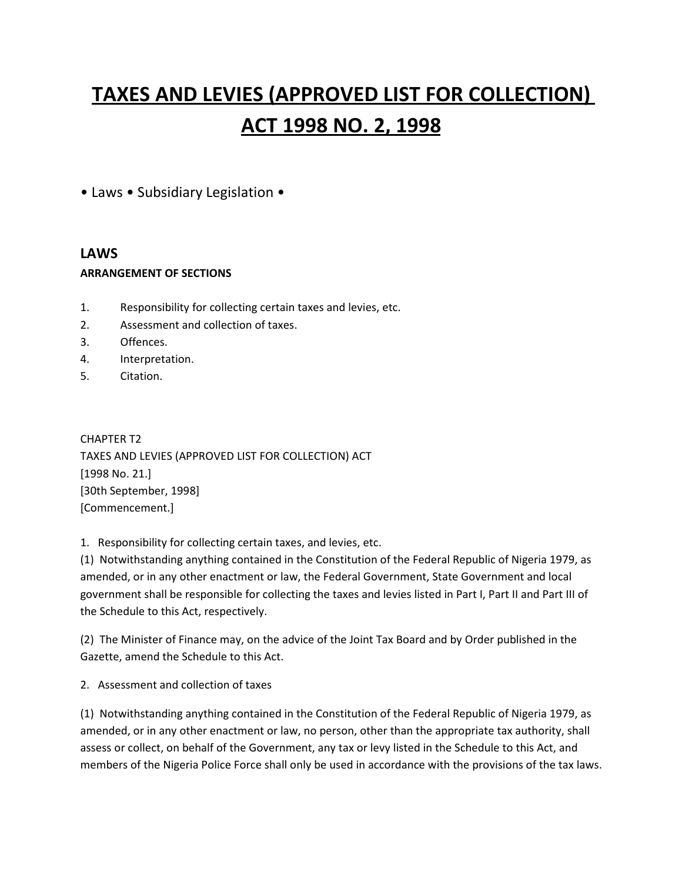# TAXES AND LEVIES (APPROVED LIST FOR COLLECTION) ACT 1998 NO. 2, 1998

• Laws • Subsidiary Legislation •

## LAWS

**ARRANGEMENT OF SECTIONS**

1. Responsibility for collecting certain taxes and levies, etc.
2. Assessment and collection of taxes.
3. Offences.
4. Interpretation.
5. Citation.

CHAPTER T2
TAXES AND LEVIES (APPROVED LIST FOR COLLECTION) ACT
[1998 No. 21.]
[30th September, 1998]
[Commencement.]

1. Responsibility for collecting certain taxes, and levies, etc.

(1) Notwithstanding anything contained in the Constitution of the Federal Republic of Nigeria 1979, as amended, or in any other enactment or law, the Federal Government, State Government and local government shall be responsible for collecting the taxes and levies listed in Part I, Part II and Part III of the Schedule to this Act, respectively.

(2) The Minister of Finance may, on the advice of the Joint Tax Board and by Order published in the Gazette, amend the Schedule to this Act.

2. Assessment and collection of taxes

(1) Notwithstanding anything contained in the Constitution of the Federal Republic of Nigeria 1979, as amended, or in any other enactment or law, no person, other than the appropriate tax authority, shall assess or collect, on behalf of the Government, any tax or levy listed in the Schedule to this Act, and members of the Nigeria Police Force shall only be used in accordance with the provisions of the tax laws.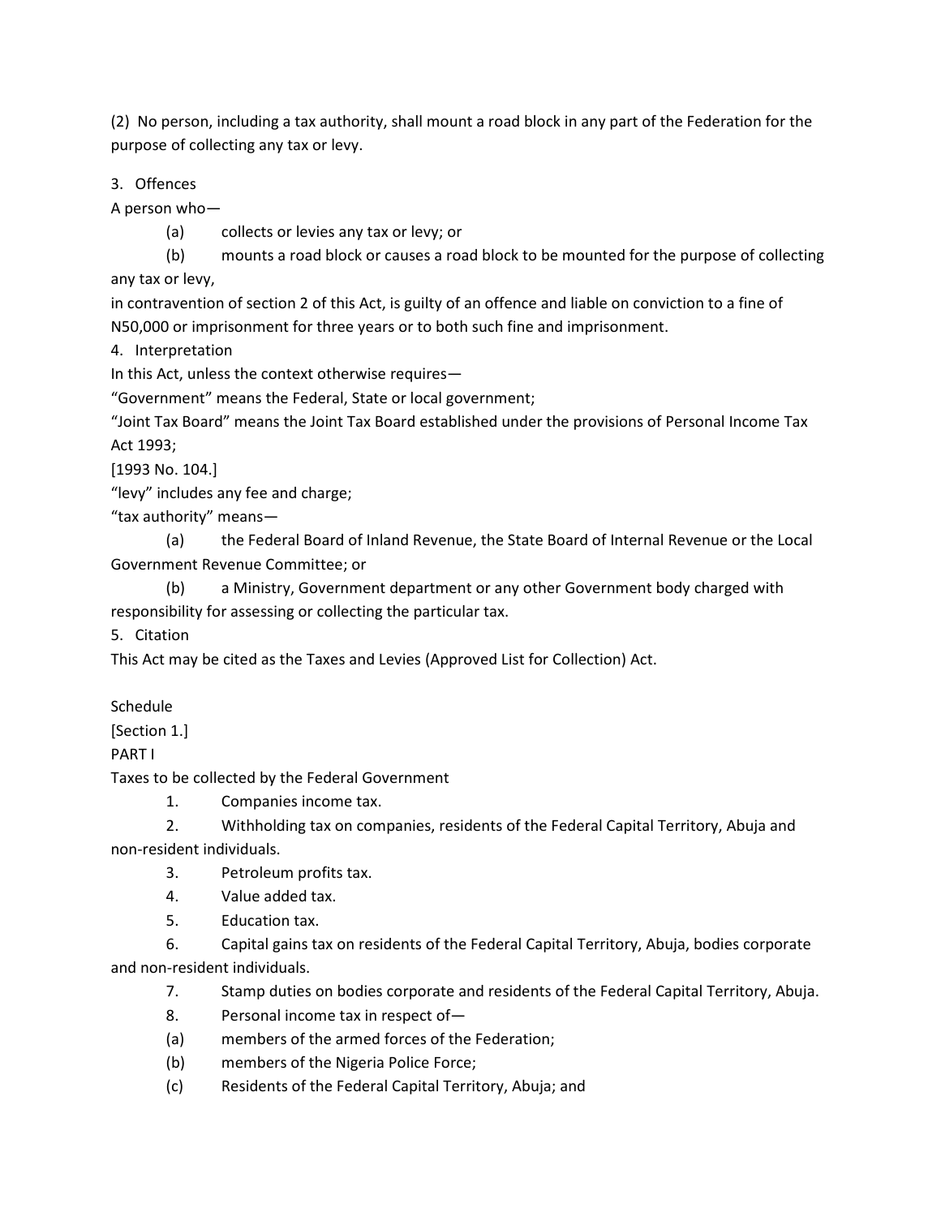(2) No person, including a tax authority, shall mount a road block in any part of the Federation for the purpose of collecting any tax or levy.

3. Offences

A person who—

(a) collects or levies any tax or levy; or

(b) mounts a road block or causes a road block to be mounted for the purpose of collecting any tax or levy,

in contravention of section 2 of this Act, is guilty of an offence and liable on conviction to a fine of N50,000 or imprisonment for three years or to both such fine and imprisonment.

4. Interpretation

In this Act, unless the context otherwise requires—

"Government" means the Federal, State or local government;

"Joint Tax Board" means the Joint Tax Board established under the provisions of Personal Income Tax Act 1993;

[1993 No. 104.]

"levy" includes any fee and charge;

"tax authority" means—

(a) the Federal Board of Inland Revenue, the State Board of Internal Revenue or the Local Government Revenue Committee; or

(b) a Ministry, Government department or any other Government body charged with responsibility for assessing or collecting the particular tax.

5. Citation

This Act may be cited as the Taxes and Levies (Approved List for Collection) Act.

Schedule

[Section 1.]

PART I

Taxes to be collected by the Federal Government

1. Companies income tax.
2. Withholding tax on companies, residents of the Federal Capital Territory, Abuja and non-resident individuals.
3. Petroleum profits tax.
4. Value added tax.
5. Education tax.
6. Capital gains tax on residents of the Federal Capital Territory, Abuja, bodies corporate and non-resident individuals.
7. Stamp duties on bodies corporate and residents of the Federal Capital Territory, Abuja.
8. Personal income tax in respect of—

(a) members of the armed forces of the Federation;

(b) members of the Nigeria Police Force;

(c) Residents of the Federal Capital Territory, Abuja; and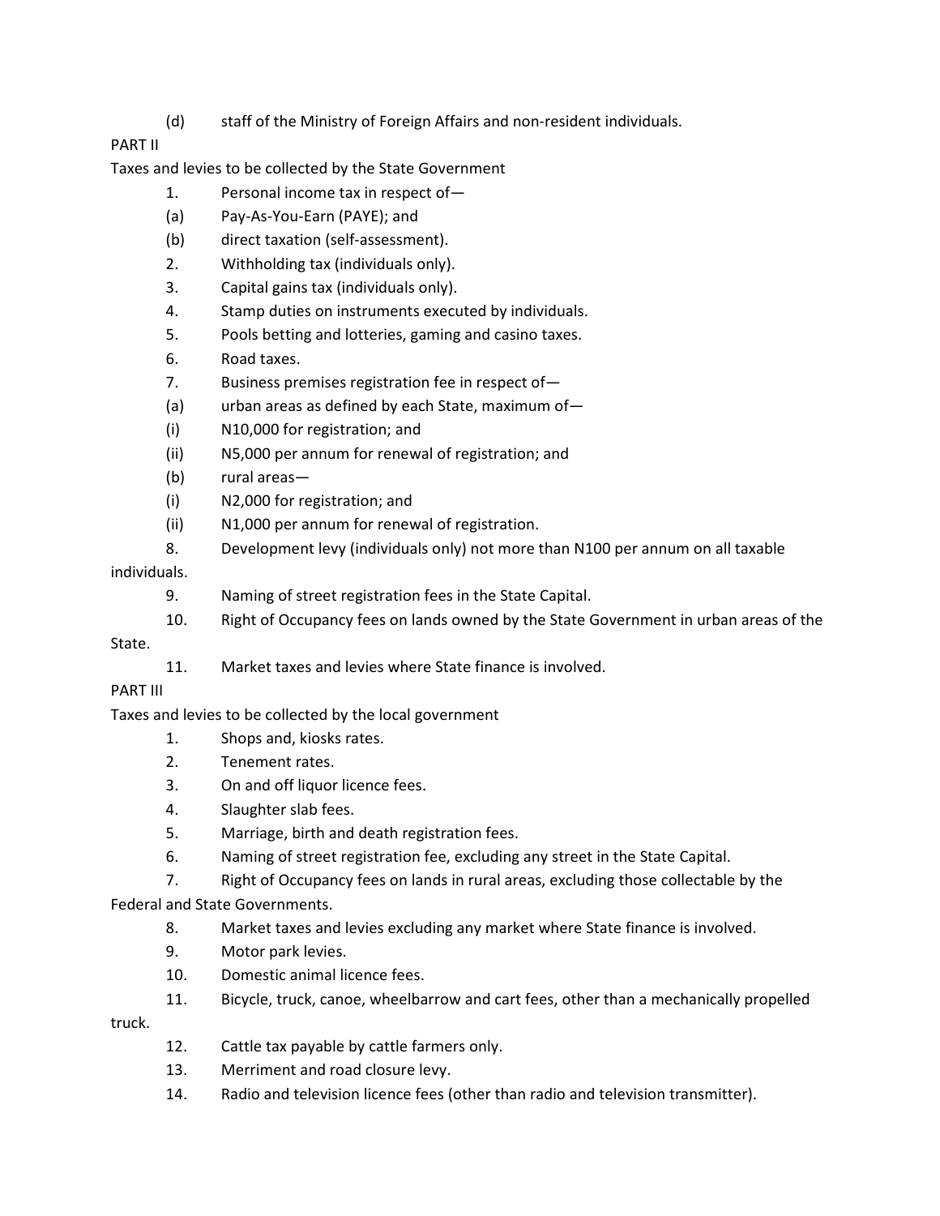(d) staff of the Ministry of Foreign Affairs and non-resident individuals.

PART II

Taxes and levies to be collected by the State Government

1. Personal income tax in respect of—
   (a) Pay-As-You-Earn (PAYE); and
   (b) direct taxation (self-assessment).
2. Withholding tax (individuals only).
3. Capital gains tax (individuals only).
4. Stamp duties on instruments executed by individuals.
5. Pools betting and lotteries, gaming and casino taxes.
6. Road taxes.
7. Business premises registration fee in respect of—
   (a) urban areas as defined by each State, maximum of—
      (i) N10,000 for registration; and
      (ii) N5,000 per annum for renewal of registration; and
   (b) rural areas—
      (i) N2,000 for registration; and
      (ii) N1,000 per annum for renewal of registration.
8. Development levy (individuals only) not more than N100 per annum on all taxable individuals.
9. Naming of street registration fees in the State Capital.
10. Right of Occupancy fees on lands owned by the State Government in urban areas of the State.
11. Market taxes and levies where State finance is involved.

PART III

Taxes and levies to be collected by the local government

1. Shops and, kiosks rates.
2. Tenement rates.
3. On and off liquor licence fees.
4. Slaughter slab fees.
5. Marriage, birth and death registration fees.
6. Naming of street registration fee, excluding any street in the State Capital.
7. Right of Occupancy fees on lands in rural areas, excluding those collectable by the Federal and State Governments.
8. Market taxes and levies excluding any market where State finance is involved.
9. Motor park levies.
10. Domestic animal licence fees.
11. Bicycle, truck, canoe, wheelbarrow and cart fees, other than a mechanically propelled truck.
12. Cattle tax payable by cattle farmers only.
13. Merriment and road closure levy.
14. Radio and television licence fees (other than radio and television transmitter).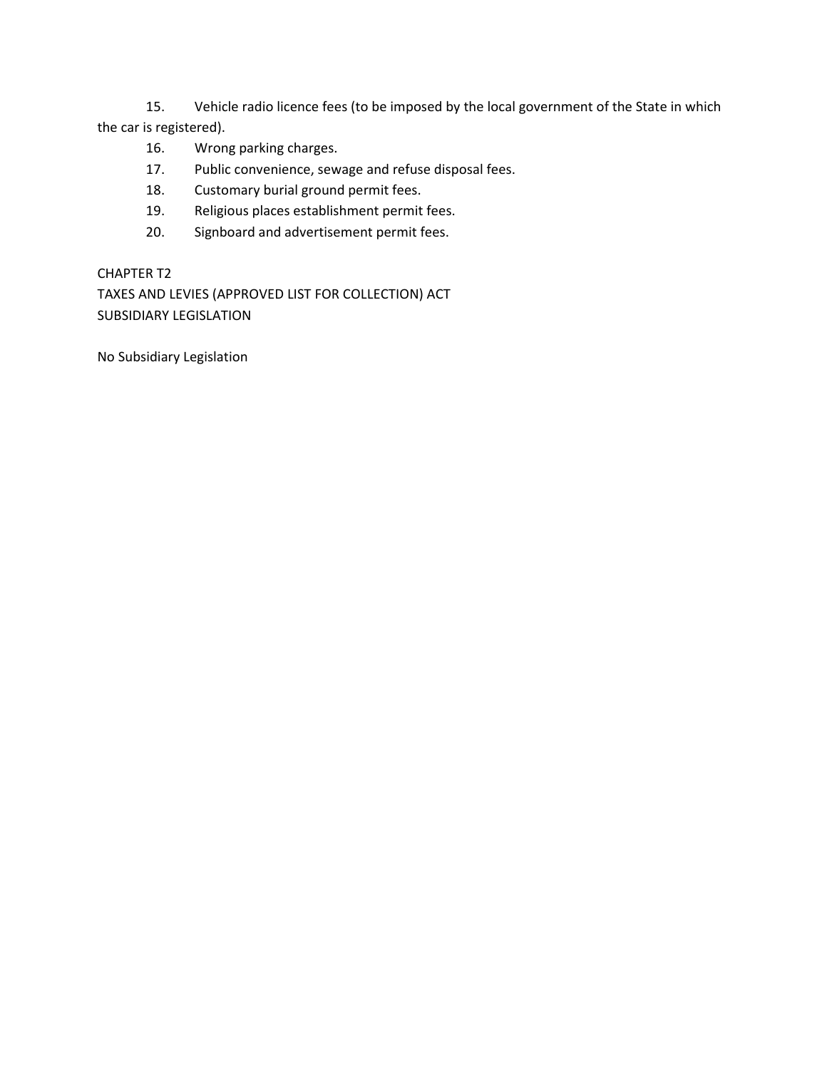15. Vehicle radio licence fees (to be imposed by the local government of the State in which the car is registered).

16. Wrong parking charges.

17. Public convenience, sewage and refuse disposal fees.

18. Customary burial ground permit fees.

19. Religious places establishment permit fees.

20. Signboard and advertisement permit fees.

CHAPTER T2
TAXES AND LEVIES (APPROVED LIST FOR COLLECTION) ACT
SUBSIDIARY LEGISLATION

No Subsidiary Legislation